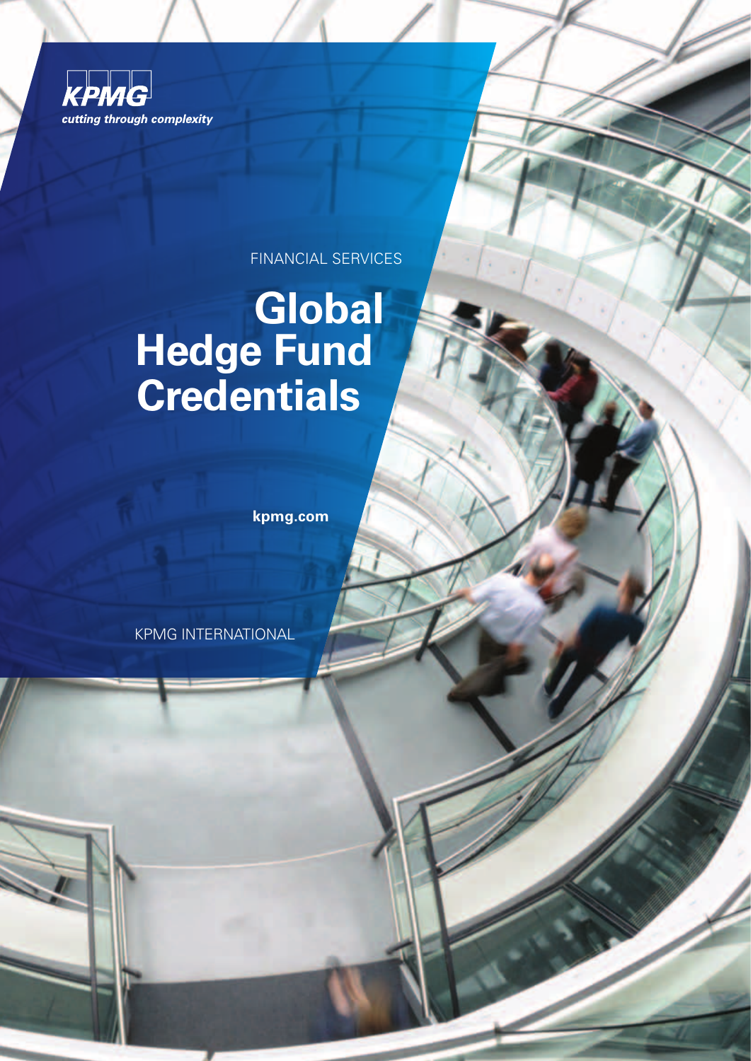KPMG

*cutting through complexity*

FINANCIAL SERVICES

# Global Hedge Fund Credentials

**kpmg.com**

KPMG INTERNATIONAL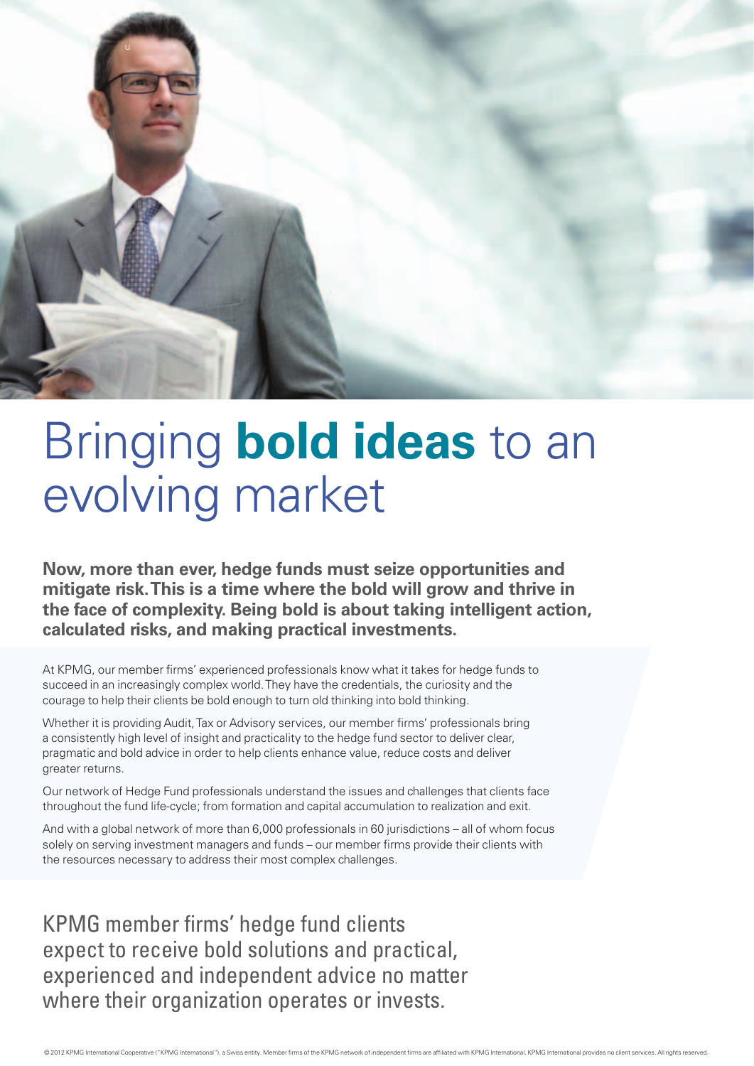# Bringing **bold ideas** to an evolving market

**Now, more than ever, hedge funds must seize opportunities and mitigate risk. This is a time where the bold will grow and thrive in the face of complexity. Being bold is about taking intelligent action, calculated risks, and making practical investments.**

At KPMG, our member firms' experienced professionals know what it takes for hedge funds to succeed in an increasingly complex world. They have the credentials, the curiosity and the courage to help their clients be bold enough to turn old thinking into bold thinking.

Whether it is providing Audit, Tax or Advisory services, our member firms' professionals bring a consistently high level of insight and practicality to the hedge fund sector to deliver clear, pragmatic and bold advice in order to help clients enhance value, reduce costs and deliver greater returns.

Our network of Hedge Fund professionals understand the issues and challenges that clients face throughout the fund life-cycle; from formation and capital accumulation to realization and exit.

And with a global network of more than 6,000 professionals in 60 jurisdictions – all of whom focus solely on serving investment managers and funds – our member firms provide their clients with the resources necessary to address their most complex challenges.

KPMG member firms' hedge fund clients expect to receive bold solutions and practical, experienced and independent advice no matter where their organization operates or invests.

© 2012 KPMG International Cooperative ("KPMG International"), a Swiss entity. Member firms of the KPMG network of independent firms are affiliated with KPMG International. KPMG International provides no client services. All rights reserved.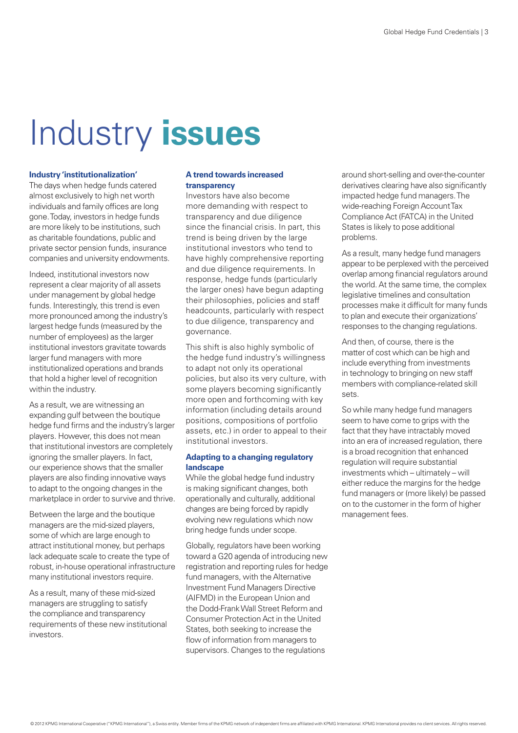# Industry **issues**

### Industry 'institutionalization'

The days when hedge funds catered almost exclusively to high net worth individuals and family offices are long gone. Today, investors in hedge funds are more likely to be institutions, such as charitable foundations, public and private sector pension funds, insurance companies and university endowments.

Indeed, institutional investors now represent a clear majority of all assets under management by global hedge funds. Interestingly, this trend is even more pronounced among the industry's largest hedge funds (measured by the number of employees) as the larger institutional investors gravitate towards larger fund managers with more institutionalized operations and brands that hold a higher level of recognition within the industry.

As a result, we are witnessing an expanding gulf between the boutique hedge fund firms and the industry's larger players. However, this does not mean that institutional investors are completely ignoring the smaller players. In fact, our experience shows that the smaller players are also finding innovative ways to adapt to the ongoing changes in the marketplace in order to survive and thrive.

Between the large and the boutique managers are the mid-sized players, some of which are large enough to attract institutional money, but perhaps lack adequate scale to create the type of robust, in-house operational infrastructure many institutional investors require.

As a result, many of these mid-sized managers are struggling to satisfy the compliance and transparency requirements of these new institutional investors.

### A trend towards increased transparency

Investors have also become more demanding with respect to transparency and due diligence since the financial crisis. In part, this trend is being driven by the large institutional investors who tend to have highly comprehensive reporting and due diligence requirements. In response, hedge funds (particularly the larger ones) have begun adapting their philosophies, policies and staff headcounts, particularly with respect to due diligence, transparency and governance.

This shift is also highly symbolic of the hedge fund industry's willingness to adapt not only its operational policies, but also its very culture, with some players becoming significantly more open and forthcoming with key information (including details around positions, compositions of portfolio assets, etc.) in order to appeal to their institutional investors.

### Adapting to a changing regulatory landscape

While the global hedge fund industry is making significant changes, both operationally and culturally, additional changes are being forced by rapidly evolving new regulations which now bring hedge funds under scope.

Globally, regulators have been working toward a G20 agenda of introducing new registration and reporting rules for hedge fund managers, with the Alternative Investment Fund Managers Directive (AIFMD) in the European Union and the Dodd-Frank Wall Street Reform and Consumer Protection Act in the United States, both seeking to increase the flow of information from managers to supervisors. Changes to the regulations around short-selling and over-the-counter derivatives clearing have also significantly impacted hedge fund managers. The wide-reaching Foreign Account Tax Compliance Act (FATCA) in the United States is likely to pose additional problems.

As a result, many hedge fund managers appear to be perplexed with the perceived overlap among financial regulators around the world. At the same time, the complex legislative timelines and consultation processes make it difficult for many funds to plan and execute their organizations' responses to the changing regulations.

And then, of course, there is the matter of cost which can be high and include everything from investments in technology to bringing on new staff members with compliance-related skill sets.

So while many hedge fund managers seem to have come to grips with the fact that they have intractably moved into an era of increased regulation, there is a broad recognition that enhanced regulation will require substantial investments which – ultimately – will either reduce the margins for the hedge fund managers or (more likely) be passed on to the customer in the form of higher management fees.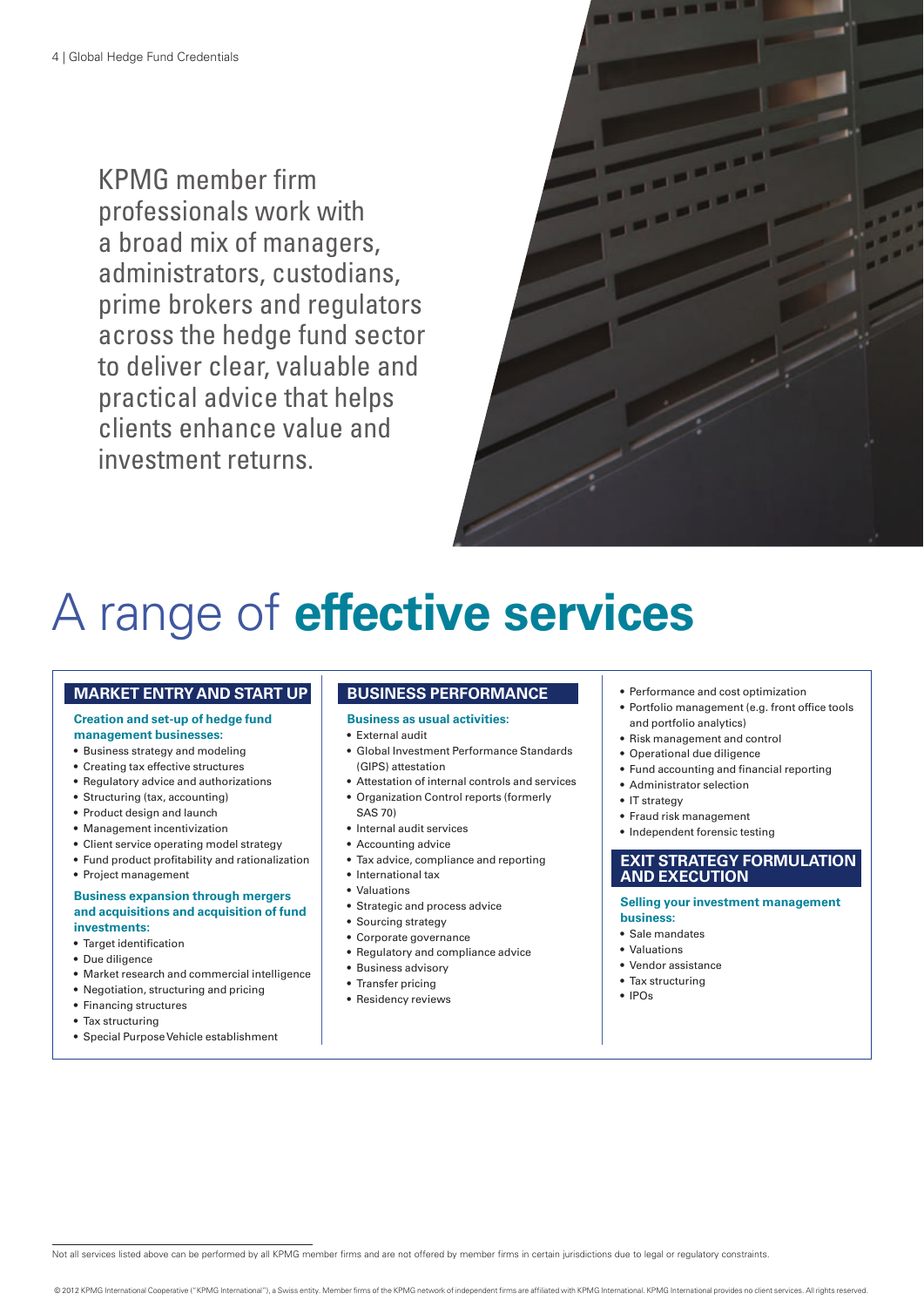KPMG member firm professionals work with a broad mix of managers, administrators, custodians, prime brokers and regulators across the hedge fund sector to deliver clear, valuable and practical advice that helps clients enhance value and investment returns.

# A range of **effective services**

## MARKET ENTRY AND START UP

**Creation and set-up of hedge fund management businesses:**

- Business strategy and modeling
- Creating tax effective structures
- Regulatory advice and authorizations
- Structuring (tax, accounting)
- Product design and launch
- Management incentivization
- Client service operating model strategy
- Fund product profitability and rationalization
- Project management

**Business expansion through mergers and acquisitions and acquisition of fund investments:**

- Target identification
- Due diligence
- Market research and commercial intelligence
- Negotiation, structuring and pricing
- Financing structures
- Tax structuring
- Special Purpose Vehicle establishment

## BUSINESS PERFORMANCE

**Business as usual activities:**

- External audit
- Global Investment Performance Standards (GIPS) attestation
- Attestation of internal controls and services
- Organization Control reports (formerly SAS 70)
- Internal audit services
- Accounting advice
- Tax advice, compliance and reporting
- International tax
- Valuations
- Strategic and process advice
- Sourcing strategy
- Corporate governance
- Regulatory and compliance advice
- Business advisory
- Transfer pricing
- Residency reviews
- Performance and cost optimization
- Portfolio management (e.g. front office tools and portfolio analytics)
- Risk management and control
- Operational due diligence
- Fund accounting and financial reporting
- Administrator selection
- IT strategy
- Fraud risk management
- Independent forensic testing

## EXIT STRATEGY FORMULATION AND EXECUTION

**Selling your investment management business:**

- Sale mandates
- Valuations
- Vendor assistance
- Tax structuring
- IPOs

Not all services listed above can be performed by all KPMG member firms and are not offered by member firms in certain jurisdictions due to legal or regulatory constraints.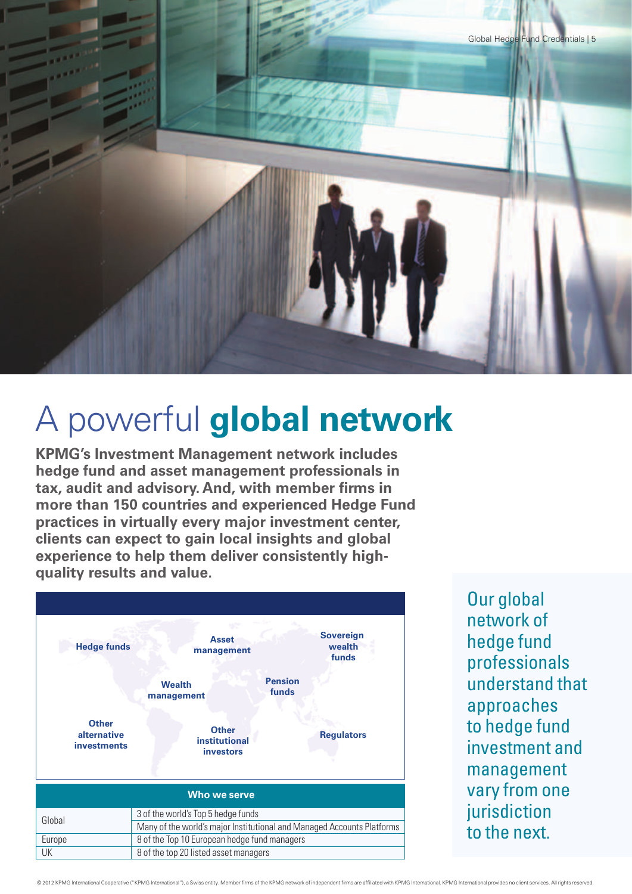# A powerful **global network**

**KPMG's Investment Management network includes hedge fund and asset management professionals in tax, audit and advisory. And, with member firms in more than 150 countries and experienced Hedge Fund practices in virtually every major investment center, clients can expect to gain local insights and global experience to help them deliver consistently high-quality results and value.**

**Hedge funds**

**Asset management**

**Sovereign wealth funds**

**Wealth management**

**Pension funds**

**Other alternative investments**

**Other institutional investors**

**Regulators**

| Who we serve | |
|---|---|
| Global | 3 of the world's Top 5 hedge funds |
| | Many of the world's major Institutional and Managed Accounts Platforms |
| Europe | 8 of the Top 10 European hedge fund managers |
| UK | 8 of the top 20 listed asset managers |

Our global network of hedge fund professionals understand that approaches to hedge fund investment and management vary from one jurisdiction to the next.

© 2012 KPMG International Cooperative ("KPMG International"), a Swiss entity. Member firms of the KPMG network of independent firms are affiliated with KPMG International. KPMG International provides no client services. All rights reserved.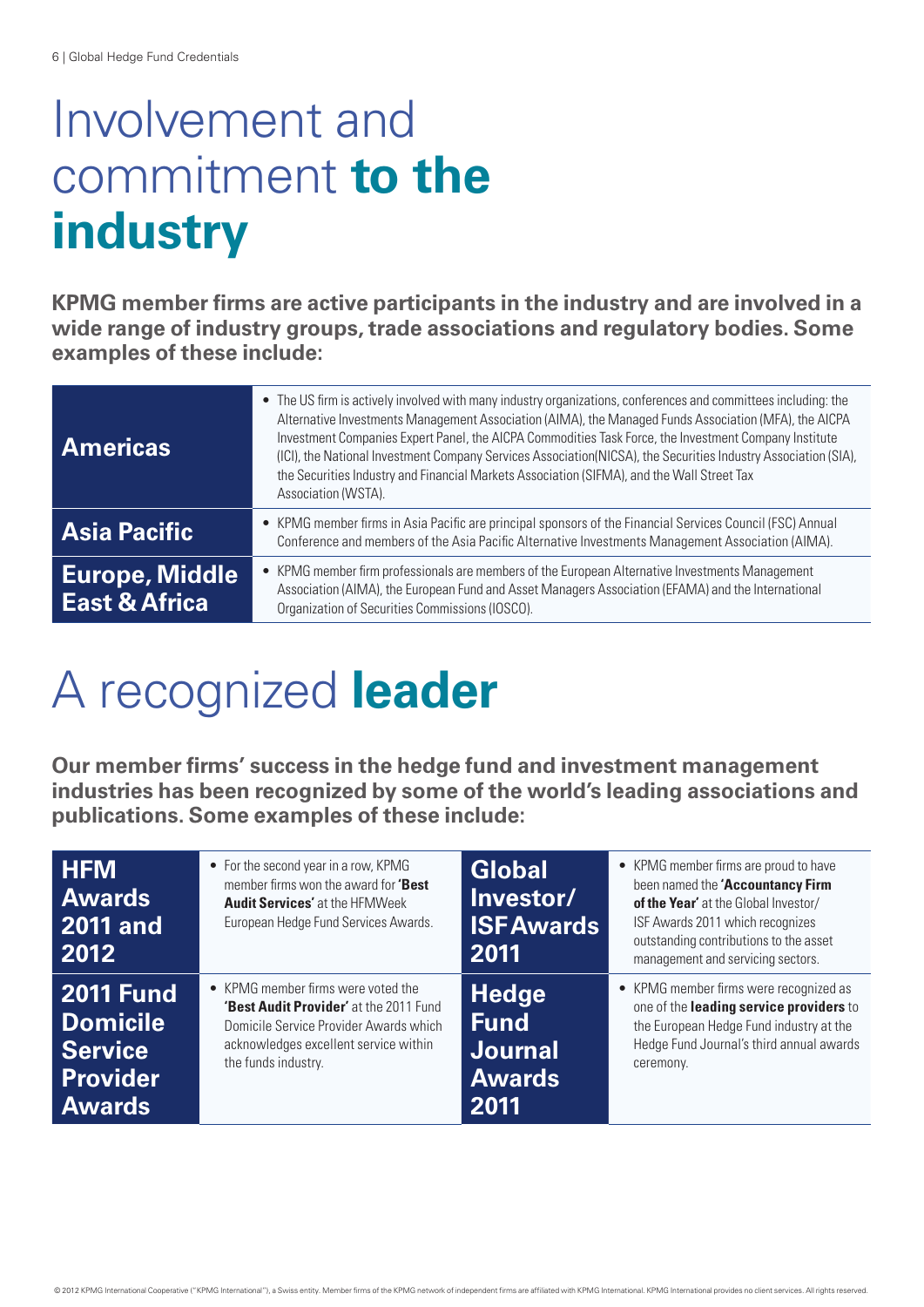# Involvement and commitment **to the industry**

**KPMG member firms are active participants in the industry and are involved in a wide range of industry groups, trade associations and regulatory bodies. Some examples of these include:**

| | |
|---|---|
| **Americas** | • The US firm is actively involved with many industry organizations, conferences and committees including: the Alternative Investments Management Association (AIMA), the Managed Funds Association (MFA), the AICPA Investment Companies Expert Panel, the AICPA Commodities Task Force, the Investment Company Institute (ICI), the National Investment Company Services Association(NICSA), the Securities Industry Association (SIA), the Securities Industry and Financial Markets Association (SIFMA), and the Wall Street Tax Association (WSTA). |
| **Asia Pacific** | • KPMG member firms in Asia Pacific are principal sponsors of the Financial Services Council (FSC) Annual Conference and members of the Asia Pacific Alternative Investments Management Association (AIMA). |
| **Europe, Middle East & Africa** | • KPMG member firm professionals are members of the European Alternative Investments Management Association (AIMA), the European Fund and Asset Managers Association (EFAMA) and the International Organization of Securities Commissions (IOSCO). |

# A recognized **leader**

**Our member firms' success in the hedge fund and investment management industries has been recognized by some of the world's leading associations and publications. Some examples of these include:**

| | | | |
|---|---|---|---|
| **HFM Awards 2011 and 2012** | • For the second year in a row, KPMG member firms won the award for **'Best Audit Services'** at the HFMWeek European Hedge Fund Services Awards. | **Global Investor/ ISF Awards 2011** | • KPMG member firms are proud to have been named the **'Accountancy Firm of the Year'** at the Global Investor/ ISF Awards 2011 which recognizes outstanding contributions to the asset management and servicing sectors. |
| **2011 Fund Domicile Service Provider Awards** | • KPMG member firms were voted the **'Best Audit Provider'** at the 2011 Fund Domicile Service Provider Awards which acknowledges excellent service within the funds industry. | **Hedge Fund Journal Awards 2011** | • KPMG member firms were recognized as one of the **leading service providers** to the European Hedge Fund industry at the Hedge Fund Journal's third annual awards ceremony. |

© 2012 KPMG International Cooperative ("KPMG International"), a Swiss entity. Member firms of the KPMG network of independent firms are affiliated with KPMG International. KPMG International provides no client services. All rights reserved.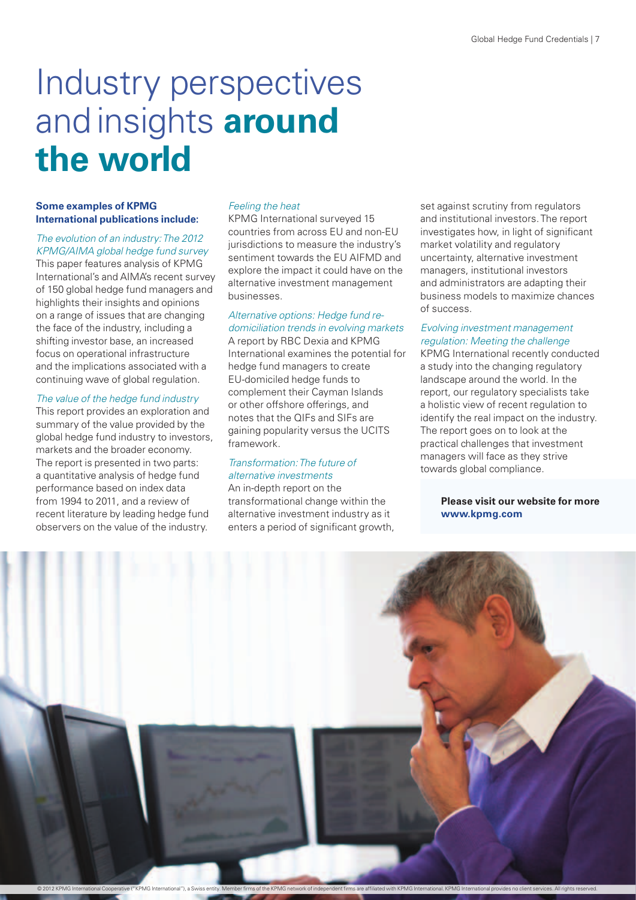# Industry perspectives and insights **around the world**

**Some examples of KPMG International publications include:**

*The evolution of an industry: The 2012 KPMG/AIMA global hedge fund survey*

This paper features analysis of KPMG International's and AIMA's recent survey of 150 global hedge fund managers and highlights their insights and opinions on a range of issues that are changing the face of the industry, including a shifting investor base, an increased focus on operational infrastructure and the implications associated with a continuing wave of global regulation.

*The value of the hedge fund industry*

This report provides an exploration and summary of the value provided by the global hedge fund industry to investors, markets and the broader economy. The report is presented in two parts: a quantitative analysis of hedge fund performance based on index data from 1994 to 2011, and a review of recent literature by leading hedge fund observers on the value of the industry.

*Feeling the heat*

KPMG International surveyed 15 countries from across EU and non-EU jurisdictions to measure the industry's sentiment towards the EU AIFMD and explore the impact it could have on the alternative investment management businesses.

*Alternative options: Hedge fund re-domiciliation trends in evolving markets*

A report by RBC Dexia and KPMG International examines the potential for hedge fund managers to create EU-domiciled hedge funds to complement their Cayman Islands or other offshore offerings, and notes that the QIFs and SIFs are gaining popularity versus the UCITS framework.

*Transformation: The future of alternative investments*

An in-depth report on the transformational change within the alternative investment industry as it enters a period of significant growth, set against scrutiny from regulators and institutional investors. The report investigates how, in light of significant market volatility and regulatory uncertainty, alternative investment managers, institutional investors and administrators are adapting their business models to maximize chances of success.

*Evolving investment management regulation: Meeting the challenge*

KPMG International recently conducted a study into the changing regulatory landscape around the world. In the report, our regulatory specialists take a holistic view of recent regulation to identify the real impact on the industry. The report goes on to look at the practical challenges that investment managers will face as they strive towards global compliance.

**Please visit our website for more www.kpmg.com**

© 2012 KPMG International Cooperative ("KPMG International"), a Swiss entity. Member firms of the KPMG network of independent firms are affiliated with KPMG International. KPMG International provides no client services. All rights reserved.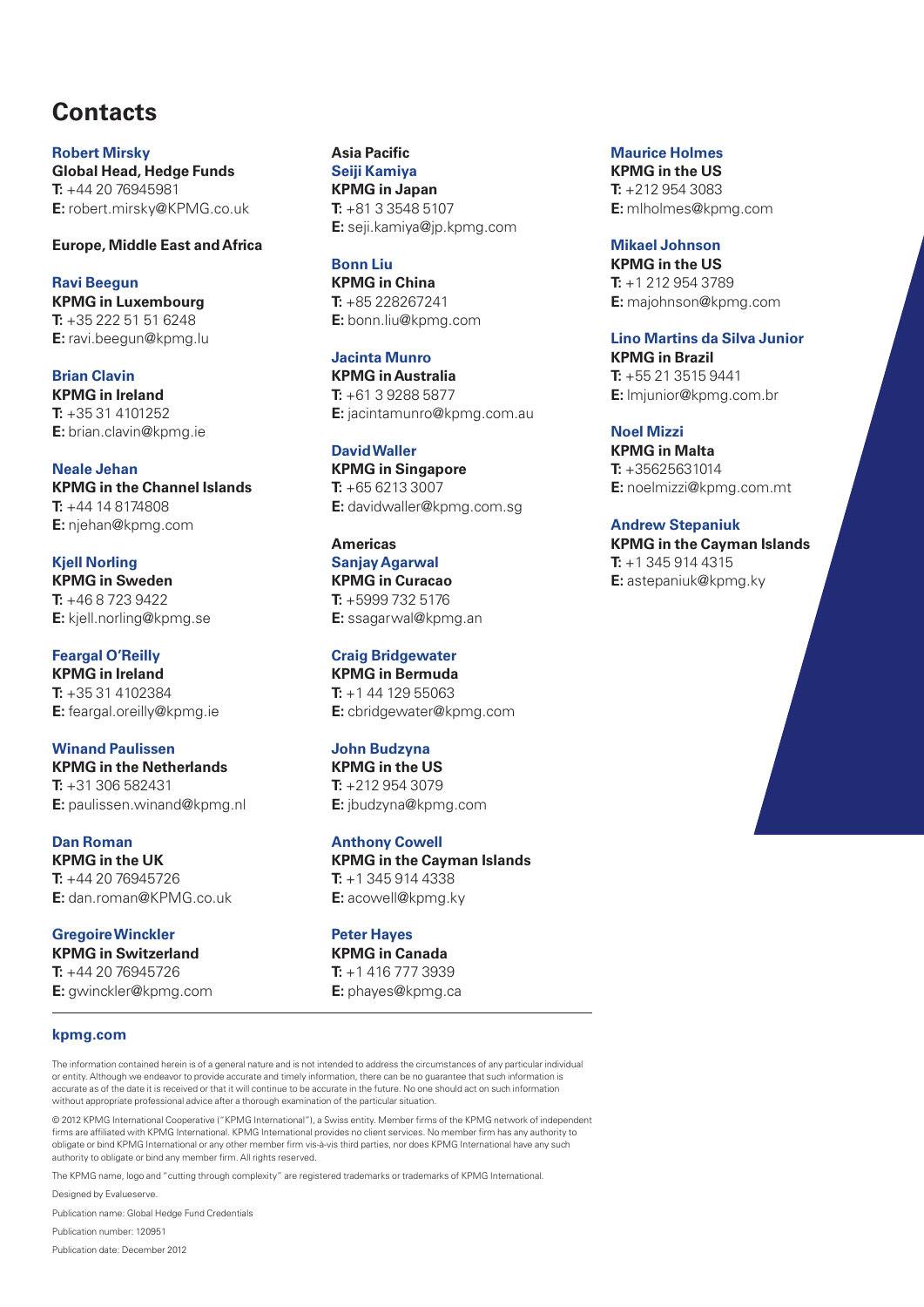# Contacts

**Robert Mirsky**
**Global Head, Hedge Funds**
**T:** +44 20 76945981
**E:** robert.mirsky@KPMG.co.uk

**Europe, Middle East and Africa**

**Ravi Beegun**
**KPMG in Luxembourg**
**T:** +35 222 51 51 6248
**E:** ravi.beegun@kpmg.lu

**Brian Clavin**
**KPMG in Ireland**
**T:** +35 31 4101252
**E:** brian.clavin@kpmg.ie

**Neale Jehan**
**KPMG in the Channel Islands**
**T:** +44 14 8174808
**E:** njehan@kpmg.com

**Kjell Norling**
**KPMG in Sweden**
**T:** +46 8 723 9422
**E:** kjell.norling@kpmg.se

**Feargal O'Reilly**
**KPMG in Ireland**
**T:** +35 31 4102384
**E:** feargal.oreilly@kpmg.ie

**Winand Paulissen**
**KPMG in the Netherlands**
**T:** +31 306 582431
**E:** paulissen.winand@kpmg.nl

**Dan Roman**
**KPMG in the UK**
**T:** +44 20 76945726
**E:** dan.roman@KPMG.co.uk

**Gregoire Winckler**
**KPMG in Switzerland**
**T:** +44 20 76945726
**E:** gwinckler@kpmg.com

**Asia Pacific**

**Seiji Kamiya**
**KPMG in Japan**
**T:** +81 3 3548 5107
**E:** seji.kamiya@jp.kpmg.com

**Bonn Liu**
**KPMG in China**
**T:** +85 228267241
**E:** bonn.liu@kpmg.com

**Jacinta Munro**
**KPMG in Australia**
**T:** +61 3 9288 5877
**E:** jacintamunro@kpmg.com.au

**David Waller**
**KPMG in Singapore**
**T:** +65 6213 3007
**E:** davidwaller@kpmg.com.sg

**Americas**

**Sanjay Agarwal**
**KPMG in Curacao**
**T:** +5999 732 5176
**E:** ssagarwal@kpmg.an

**Craig Bridgewater**
**KPMG in Bermuda**
**T:** +1 44 129 55063
**E:** cbridgewater@kpmg.com

**John Budzyna**
**KPMG in the US**
**T:** +212 954 3079
**E:** jbudzyna@kpmg.com

**Anthony Cowell**
**KPMG in the Cayman Islands**
**T:** +1 345 914 4338
**E:** acowell@kpmg.ky

**Peter Hayes**
**KPMG in Canada**
**T:** +1 416 777 3939
**E:** phayes@kpmg.ca

**Maurice Holmes**
**KPMG in the US**
**T:** +212 954 3083
**E:** mlholmes@kpmg.com

**Mikael Johnson**
**KPMG in the US**
**T:** +1 212 954 3789
**E:** majohnson@kpmg.com

**Lino Martins da Silva Junior**
**KPMG in Brazil**
**T:** +55 21 3515 9441
**E:** lmjunior@kpmg.com.br

**Noel Mizzi**
**KPMG in Malta**
**T:** +35625631014
**E:** noelmizzi@kpmg.com.mt

**Andrew Stepaniuk**
**KPMG in the Cayman Islands**
**T:** +1 345 914 4315
**E:** astepaniuk@kpmg.ky

---

**kpmg.com**

The information contained herein is of a general nature and is not intended to address the circumstances of any particular individual or entity. Although we endeavor to provide accurate and timely information, there can be no guarantee that such information is accurate as of the date it is received or that it will continue to be accurate in the future. No one should act on such information without appropriate professional advice after a thorough examination of the particular situation.

© 2012 KPMG International Cooperative ("KPMG International"), a Swiss entity. Member firms of the KPMG network of independent firms are affiliated with KPMG International. KPMG International provides no client services. No member firm has any authority to obligate or bind KPMG International or any other member firm vis-à-vis third parties, nor does KPMG International have any such authority to obligate or bind any member firm. All rights reserved.

The KPMG name, logo and "cutting through complexity" are registered trademarks or trademarks of KPMG International.

Designed by Evalueserve.

Publication name: Global Hedge Fund Credentials

Publication number: 120951

Publication date: December 2012